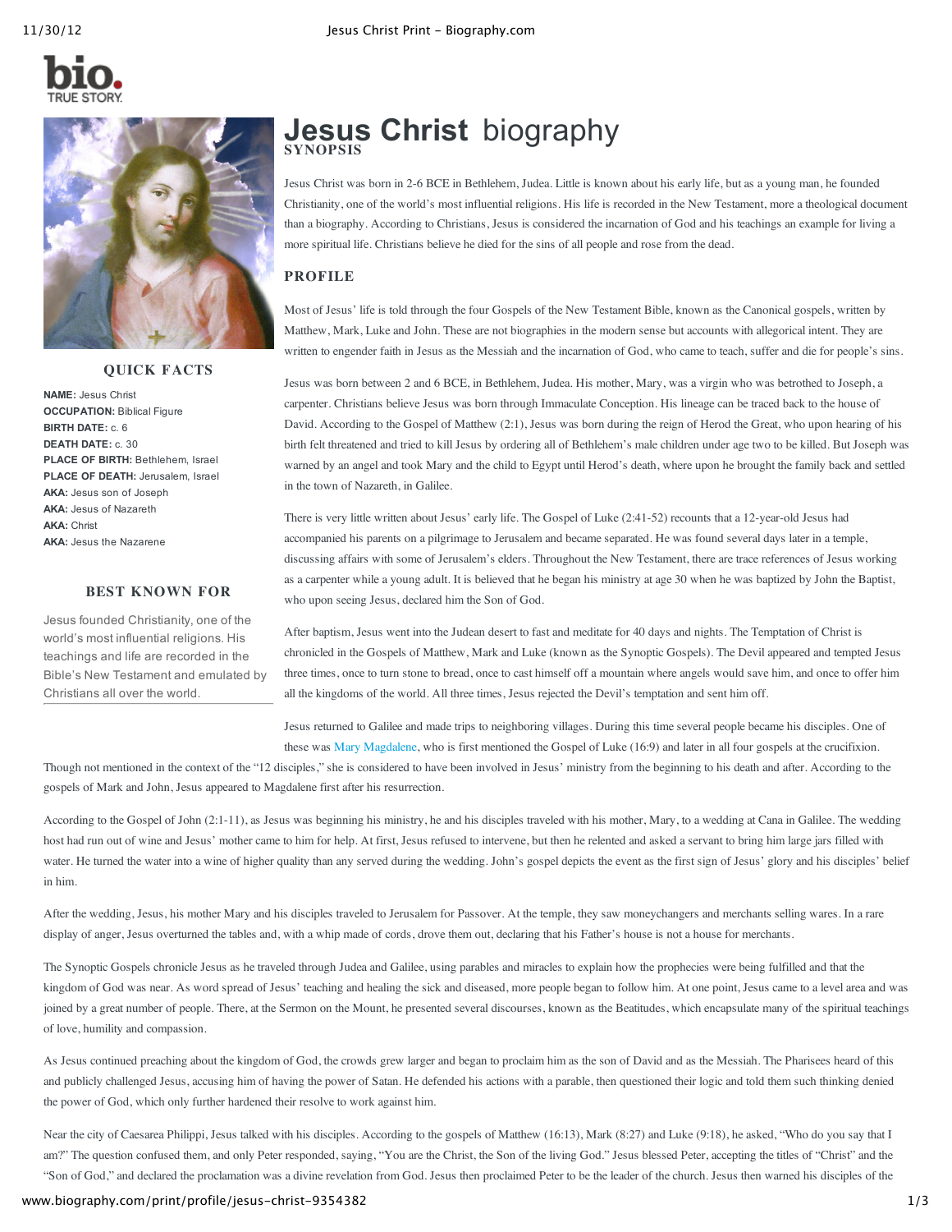# Jesus Christ biography

## SYNOPSIS

Jesus Christ was born in 2-6 BCE in Bethlehem, Judea. Little is known about his early life, but as a young man, he founded Christianity, one of the world's most influential religions. His life is recorded in the New Testament, more a theological document than a biography. According to Christians, Jesus is considered the incarnation of God and his teachings an example for living a more spiritual life. Christians believe he died for the sins of all people and rose from the dead.

### QUICK FACTS

**NAME:** Jesus Christ
**OCCUPATION:** Biblical Figure
**BIRTH DATE:** c. 6
**DEATH DATE:** c. 30
**PLACE OF BIRTH:** Bethlehem, Israel
**PLACE OF DEATH:** Jerusalem, Israel
**AKA:** Jesus son of Joseph
**AKA:** Jesus of Nazareth
**AKA:** Christ
**AKA:** Jesus the Nazarene

### BEST KNOWN FOR

Jesus founded Christianity, one of the world's most influential religions. His teachings and life are recorded in the Bible's New Testament and emulated by Christians all over the world.

## PROFILE

Most of Jesus' life is told through the four Gospels of the New Testament Bible, known as the Canonical gospels, written by Matthew, Mark, Luke and John. These are not biographies in the modern sense but accounts with allegorical intent. They are written to engender faith in Jesus as the Messiah and the incarnation of God, who came to teach, suffer and die for people's sins.

Jesus was born between 2 and 6 BCE, in Bethlehem, Judea. His mother, Mary, was a virgin who was betrothed to Joseph, a carpenter. Christians believe Jesus was born through Immaculate Conception. His lineage can be traced back to the house of David. According to the Gospel of Matthew (2:1), Jesus was born during the reign of Herod the Great, who upon hearing of his birth felt threatened and tried to kill Jesus by ordering all of Bethlehem's male children under age two to be killed. But Joseph was warned by an angel and took Mary and the child to Egypt until Herod's death, where upon he brought the family back and settled in the town of Nazareth, in Galilee.

There is very little written about Jesus' early life. The Gospel of Luke (2:41-52) recounts that a 12-year-old Jesus had accompanied his parents on a pilgrimage to Jerusalem and became separated. He was found several days later in a temple, discussing affairs with some of Jerusalem's elders. Throughout the New Testament, there are trace references of Jesus working as a carpenter while a young adult. It is believed that he began his ministry at age 30 when he was baptized by John the Baptist, who upon seeing Jesus, declared him the Son of God.

After baptism, Jesus went into the Judean desert to fast and meditate for 40 days and nights. The Temptation of Christ is chronicled in the Gospels of Matthew, Mark and Luke (known as the Synoptic Gospels). The Devil appeared and tempted Jesus three times, once to turn stone to bread, once to cast himself off a mountain where angels would save him, and once to offer him all the kingdoms of the world. All three times, Jesus rejected the Devil's temptation and sent him off.

Jesus returned to Galilee and made trips to neighboring villages. During this time several people became his disciples. One of these was Mary Magdalene, who is first mentioned the Gospel of Luke (16:9) and later in all four gospels at the crucifixion. Though not mentioned in the context of the "12 disciples," she is considered to have been involved in Jesus' ministry from the beginning to his death and after. According to the gospels of Mark and John, Jesus appeared to Magdalene first after his resurrection.

According to the Gospel of John (2:1-11), as Jesus was beginning his ministry, he and his disciples traveled with his mother, Mary, to a wedding at Cana in Galilee. The wedding host had run out of wine and Jesus' mother came to him for help. At first, Jesus refused to intervene, but then he relented and asked a servant to bring him large jars filled with water. He turned the water into a wine of higher quality than any served during the wedding. John's gospel depicts the event as the first sign of Jesus' glory and his disciples' belief in him.

After the wedding, Jesus, his mother Mary and his disciples traveled to Jerusalem for Passover. At the temple, they saw moneychangers and merchants selling wares. In a rare display of anger, Jesus overturned the tables and, with a whip made of cords, drove them out, declaring that his Father's house is not a house for merchants.

The Synoptic Gospels chronicle Jesus as he traveled through Judea and Galilee, using parables and miracles to explain how the prophecies were being fulfilled and that the kingdom of God was near. As word spread of Jesus' teaching and healing the sick and diseased, more people began to follow him. At one point, Jesus came to a level area and was joined by a great number of people. There, at the Sermon on the Mount, he presented several discourses, known as the Beatitudes, which encapsulate many of the spiritual teachings of love, humility and compassion.

As Jesus continued preaching about the kingdom of God, the crowds grew larger and began to proclaim him as the son of David and as the Messiah. The Pharisees heard of this and publicly challenged Jesus, accusing him of having the power of Satan. He defended his actions with a parable, then questioned their logic and told them such thinking denied the power of God, which only further hardened their resolve to work against him.

Near the city of Caesarea Philippi, Jesus talked with his disciples. According to the gospels of Matthew (16:13), Mark (8:27) and Luke (9:18), he asked, "Who do you say that I am?" The question confused them, and only Peter responded, saying, "You are the Christ, the Son of the living God." Jesus blessed Peter, accepting the titles of "Christ" and the "Son of God," and declared the proclamation was a divine revelation from God. Jesus then proclaimed Peter to be the leader of the church. Jesus then warned his disciples of the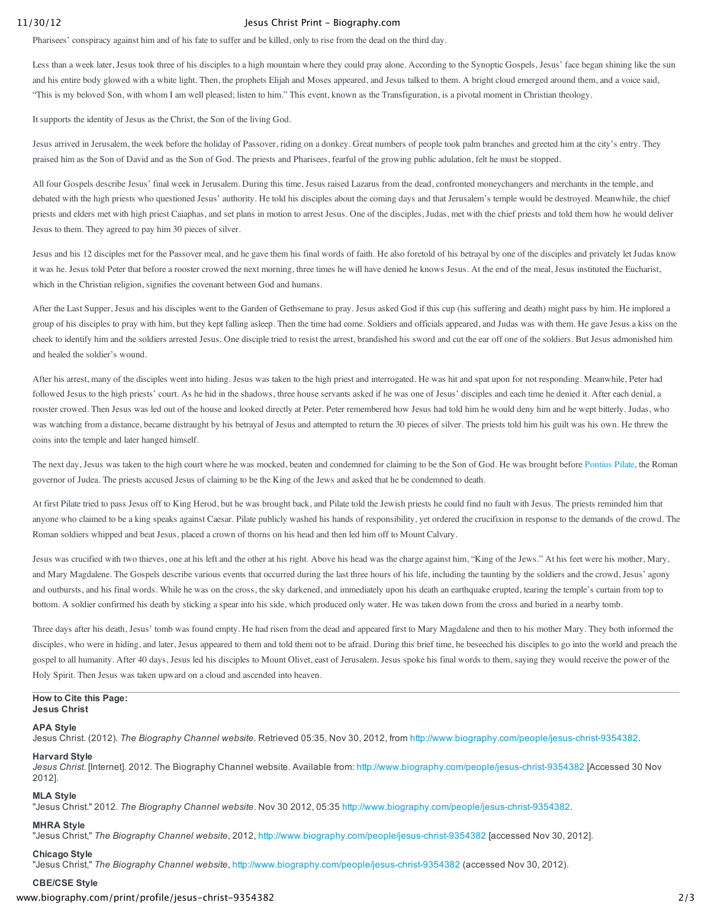Pharisees' conspiracy against him and of his fate to suffer and be killed, only to rise from the dead on the third day.

Less than a week later, Jesus took three of his disciples to a high mountain where they could pray alone. According to the Synoptic Gospels, Jesus' face began shining like the sun and his entire body glowed with a white light. Then, the prophets Elijah and Moses appeared, and Jesus talked to them. A bright cloud emerged around them, and a voice said, "This is my beloved Son, with whom I am well pleased; listen to him." This event, known as the Transfiguration, is a pivotal moment in Christian theology.

It supports the identity of Jesus as the Christ, the Son of the living God.

Jesus arrived in Jerusalem, the week before the holiday of Passover, riding on a donkey. Great numbers of people took palm branches and greeted him at the city's entry. They praised him as the Son of David and as the Son of God. The priests and Pharisees, fearful of the growing public adulation, felt he must be stopped.

All four Gospels describe Jesus' final week in Jerusalem. During this time, Jesus raised Lazarus from the dead, confronted moneychangers and merchants in the temple, and debated with the high priests who questioned Jesus' authority. He told his disciples about the coming days and that Jerusalem's temple would be destroyed. Meanwhile, the chief priests and elders met with high priest Caiaphas, and set plans in motion to arrest Jesus. One of the disciples, Judas, met with the chief priests and told them how he would deliver Jesus to them. They agreed to pay him 30 pieces of silver.

Jesus and his 12 disciples met for the Passover meal, and he gave them his final words of faith. He also foretold of his betrayal by one of the disciples and privately let Judas know it was he. Jesus told Peter that before a rooster crowed the next morning, three times he will have denied he knows Jesus. At the end of the meal, Jesus instituted the Eucharist, which in the Christian religion, signifies the covenant between God and humans.

After the Last Supper, Jesus and his disciples went to the Garden of Gethsemane to pray. Jesus asked God if this cup (his suffering and death) might pass by him. He implored a group of his disciples to pray with him, but they kept falling asleep. Then the time had come. Soldiers and officials appeared, and Judas was with them. He gave Jesus a kiss on the cheek to identify him and the soldiers arrested Jesus. One disciple tried to resist the arrest, brandished his sword and cut the ear off one of the soldiers. But Jesus admonished him and healed the soldier's wound.

After his arrest, many of the disciples went into hiding. Jesus was taken to the high priest and interrogated. He was hit and spat upon for not responding. Meanwhile, Peter had followed Jesus to the high priests' court. As he hid in the shadows, three house servants asked if he was one of Jesus' disciples and each time he denied it. After each denial, a rooster crowed. Then Jesus was led out of the house and looked directly at Peter. Peter remembered how Jesus had told him he would deny him and he wept bitterly. Judas, who was watching from a distance, became distraught by his betrayal of Jesus and attempted to return the 30 pieces of silver. The priests told him his guilt was his own. He threw the coins into the temple and later hanged himself.

The next day, Jesus was taken to the high court where he was mocked, beaten and condemned for claiming to be the Son of God. He was brought before Pontius Pilate, the Roman governor of Judea. The priests accused Jesus of claiming to be the King of the Jews and asked that he be condemned to death.

At first Pilate tried to pass Jesus off to King Herod, but he was brought back, and Pilate told the Jewish priests he could find no fault with Jesus. The priests reminded him that anyone who claimed to be a king speaks against Caesar. Pilate publicly washed his hands of responsibility, yet ordered the crucifixion in response to the demands of the crowd. The Roman soldiers whipped and beat Jesus, placed a crown of thorns on his head and then led him off to Mount Calvary.

Jesus was crucified with two thieves, one at his left and the other at his right. Above his head was the charge against him, "King of the Jews." At his feet were his mother, Mary, and Mary Magdalene. The Gospels describe various events that occurred during the last three hours of his life, including the taunting by the soldiers and the crowd, Jesus' agony and outbursts, and his final words. While he was on the cross, the sky darkened, and immediately upon his death an earthquake erupted, tearing the temple's curtain from top to bottom. A soldier confirmed his death by sticking a spear into his side, which produced only water. He was taken down from the cross and buried in a nearby tomb.

Three days after his death, Jesus' tomb was found empty. He had risen from the dead and appeared first to Mary Magdalene and then to his mother Mary. They both informed the disciples, who were in hiding, and later, Jesus appeared to them and told them not to be afraid. During this brief time, he beseeched his disciples to go into the world and preach the gospel to all humanity. After 40 days, Jesus led his disciples to Mount Olivet, east of Jerusalem. Jesus spoke his final words to them, saying they would receive the power of the Holy Spirit. Then Jesus was taken upward on a cloud and ascended into heaven.

---

**How to Cite this Page:**
**Jesus Christ**

**APA Style**
Jesus Christ. (2012). *The Biography Channel website*. Retrieved 05:35, Nov 30, 2012, from http://www.biography.com/people/jesus-christ-9354382.

**Harvard Style**
*Jesus Christ*. [Internet]. 2012. The Biography Channel website. Available from: http://www.biography.com/people/jesus-christ-9354382 [Accessed 30 Nov 2012].

**MLA Style**
"Jesus Christ." 2012. *The Biography Channel website*. Nov 30 2012, 05:35 http://www.biography.com/people/jesus-christ-9354382.

**MHRA Style**
"Jesus Christ," *The Biography Channel website*, 2012, http://www.biography.com/people/jesus-christ-9354382 [accessed Nov 30, 2012].

**Chicago Style**
"Jesus Christ," *The Biography Channel website*, http://www.biography.com/people/jesus-christ-9354382 (accessed Nov 30, 2012).

**CBE/CSE Style**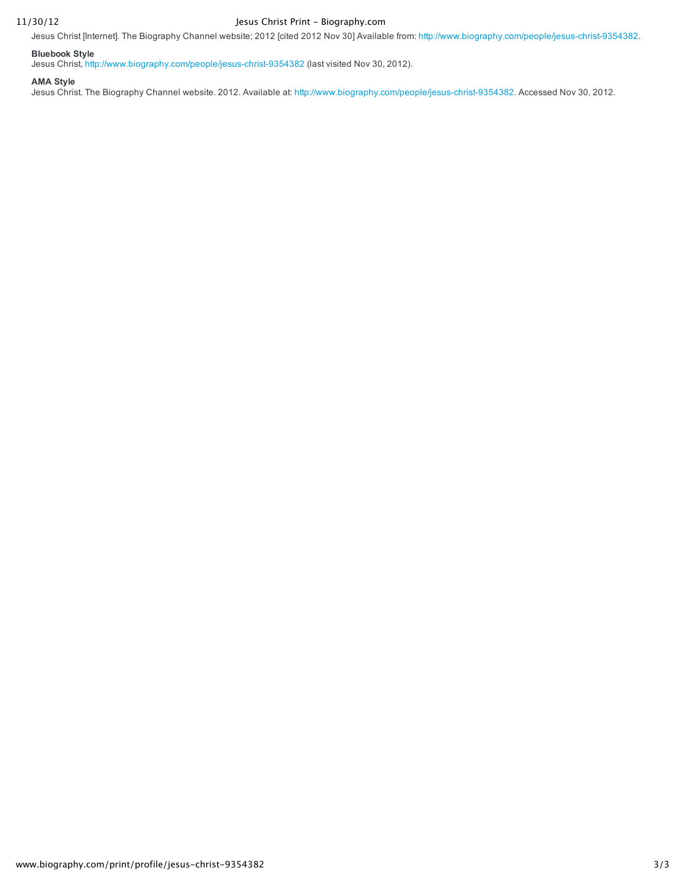Jesus Christ [Internet]. The Biography Channel website; 2012 [cited 2012 Nov 30] Available from: http://www.biography.com/people/jesus-christ-9354382.

**Bluebook Style**
Jesus Christ, http://www.biography.com/people/jesus-christ-9354382 (last visited Nov 30, 2012).

**AMA Style**
Jesus Christ. The Biography Channel website. 2012. Available at: http://www.biography.com/people/jesus-christ-9354382. Accessed Nov 30, 2012.